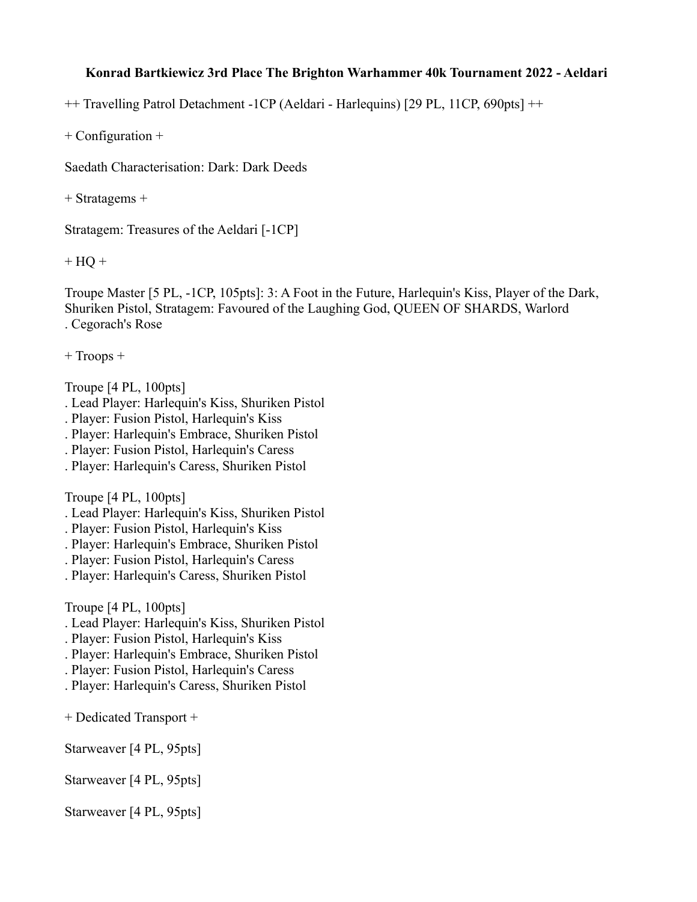**Konrad Bartkiewicz 3rd Place The Brighton Warhammer 40k Tournament 2022 - Aeldari**

++ Travelling Patrol Detachment -1CP (Aeldari - Harlequins) [29 PL, 11CP, 690pts] ++

+ Configuration +

Saedath Characterisation: Dark: Dark Deeds

+ Stratagems +

Stratagem: Treasures of the Aeldari [-1CP]

+ HQ +

Troupe Master [5 PL, -1CP, 105pts]: 3: A Foot in the Future, Harlequin's Kiss, Player of the Dark, Shuriken Pistol, Stratagem: Favoured of the Laughing God, QUEEN OF SHARDS, Warlord
. Cegorach's Rose

+ Troops +

Troupe [4 PL, 100pts]
. Lead Player: Harlequin's Kiss, Shuriken Pistol
. Player: Fusion Pistol, Harlequin's Kiss
. Player: Harlequin's Embrace, Shuriken Pistol
. Player: Fusion Pistol, Harlequin's Caress
. Player: Harlequin's Caress, Shuriken Pistol

Troupe [4 PL, 100pts]
. Lead Player: Harlequin's Kiss, Shuriken Pistol
. Player: Fusion Pistol, Harlequin's Kiss
. Player: Harlequin's Embrace, Shuriken Pistol
. Player: Fusion Pistol, Harlequin's Caress
. Player: Harlequin's Caress, Shuriken Pistol

Troupe [4 PL, 100pts]
. Lead Player: Harlequin's Kiss, Shuriken Pistol
. Player: Fusion Pistol, Harlequin's Kiss
. Player: Harlequin's Embrace, Shuriken Pistol
. Player: Fusion Pistol, Harlequin's Caress
. Player: Harlequin's Caress, Shuriken Pistol

+ Dedicated Transport +

Starweaver [4 PL, 95pts]

Starweaver [4 PL, 95pts]

Starweaver [4 PL, 95pts]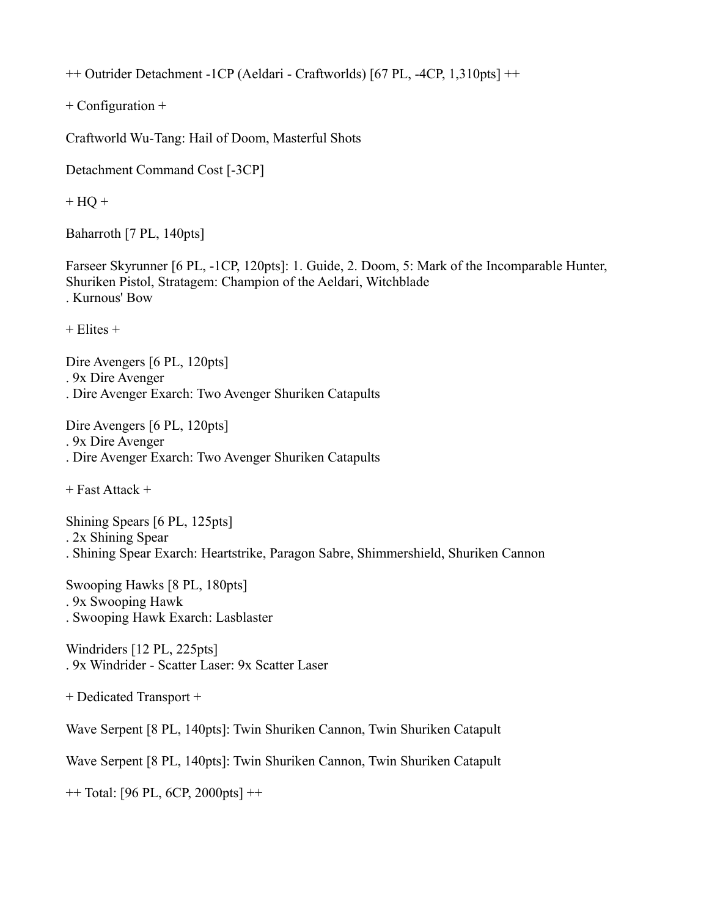++ Outrider Detachment -1CP (Aeldari - Craftworlds) [67 PL, -4CP, 1,310pts] ++

+ Configuration +

Craftworld Wu-Tang: Hail of Doom, Masterful Shots

Detachment Command Cost [-3CP]

+ HQ +

Baharroth [7 PL, 140pts]

Farseer Skyrunner [6 PL, -1CP, 120pts]: 1. Guide, 2. Doom, 5: Mark of the Incomparable Hunter, Shuriken Pistol, Stratagem: Champion of the Aeldari, Witchblade
. Kurnous' Bow

+ Elites +

Dire Avengers [6 PL, 120pts]
. 9x Dire Avenger
. Dire Avenger Exarch: Two Avenger Shuriken Catapults

Dire Avengers [6 PL, 120pts]
. 9x Dire Avenger
. Dire Avenger Exarch: Two Avenger Shuriken Catapults

+ Fast Attack +

Shining Spears [6 PL, 125pts]
. 2x Shining Spear
. Shining Spear Exarch: Heartstrike, Paragon Sabre, Shimmershield, Shuriken Cannon

Swooping Hawks [8 PL, 180pts]
. 9x Swooping Hawk
. Swooping Hawk Exarch: Lasblaster

Windriders [12 PL, 225pts]
. 9x Windrider - Scatter Laser: 9x Scatter Laser

+ Dedicated Transport +

Wave Serpent [8 PL, 140pts]: Twin Shuriken Cannon, Twin Shuriken Catapult

Wave Serpent [8 PL, 140pts]: Twin Shuriken Cannon, Twin Shuriken Catapult

++ Total: [96 PL, 6CP, 2000pts] ++